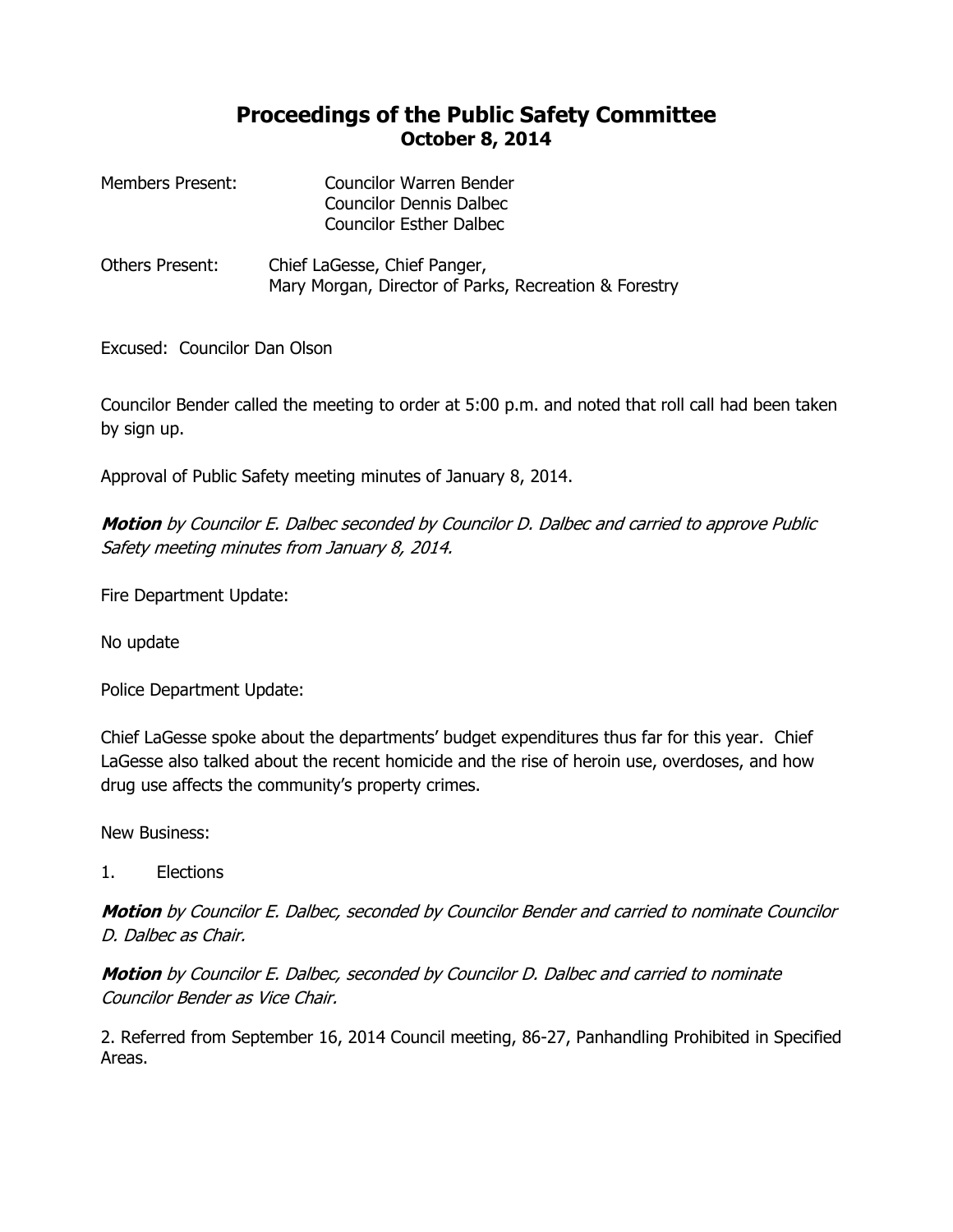# Proceedings of the Public Safety Committee
## October 8, 2014

Members Present: Councilor Warren Bender
Councilor Dennis Dalbec
Councilor Esther Dalbec

Others Present: Chief LaGesse, Chief Panger,
Mary Morgan, Director of Parks, Recreation & Forestry

Excused: Councilor Dan Olson

Councilor Bender called the meeting to order at 5:00 p.m. and noted that roll call had been taken by sign up.

Approval of Public Safety meeting minutes of January 8, 2014.

***Motion** by Councilor E. Dalbec seconded by Councilor D. Dalbec and carried to approve Public Safety meeting minutes from January 8, 2014.*

Fire Department Update:

No update

Police Department Update:

Chief LaGesse spoke about the departments' budget expenditures thus far for this year. Chief LaGesse also talked about the recent homicide and the rise of heroin use, overdoses, and how drug use affects the community's property crimes.

New Business:

1. Elections

***Motion** by Councilor E. Dalbec, seconded by Councilor Bender and carried to nominate Councilor D. Dalbec as Chair.*

***Motion** by Councilor E. Dalbec, seconded by Councilor D. Dalbec and carried to nominate Councilor Bender as Vice Chair.*

2. Referred from September 16, 2014 Council meeting, 86-27, Panhandling Prohibited in Specified Areas.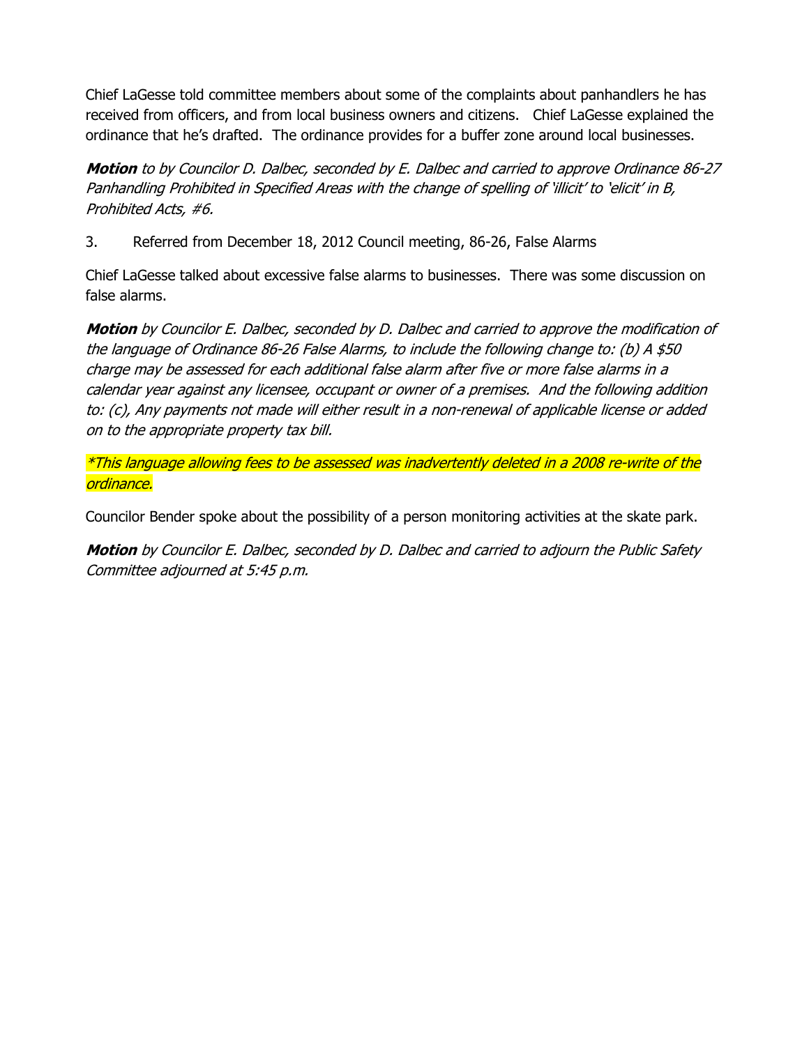Chief LaGesse told committee members about some of the complaints about panhandlers he has received from officers, and from local business owners and citizens. Chief LaGesse explained the ordinance that he's drafted. The ordinance provides for a buffer zone around local businesses.

***Motion** to by Councilor D. Dalbec, seconded by E. Dalbec and carried to approve Ordinance 86-27 Panhandling Prohibited in Specified Areas with the change of spelling of 'illicit' to 'elicit' in B, Prohibited Acts, #6.*

3. Referred from December 18, 2012 Council meeting, 86-26, False Alarms

Chief LaGesse talked about excessive false alarms to businesses. There was some discussion on false alarms.

***Motion** by Councilor E. Dalbec, seconded by D. Dalbec and carried to approve the modification of the language of Ordinance 86-26 False Alarms, to include the following change to: (b) A $50 charge may be assessed for each additional false alarm after five or more false alarms in a calendar year against any licensee, occupant or owner of a premises. And the following addition to: (c), Any payments not made will either result in a non-renewal of applicable license or added on to the appropriate property tax bill.*

*\*This language allowing fees to be assessed was inadvertently deleted in a 2008 re-write of the ordinance.*

Councilor Bender spoke about the possibility of a person monitoring activities at the skate park.

***Motion** by Councilor E. Dalbec, seconded by D. Dalbec and carried to adjourn the Public Safety Committee adjourned at 5:45 p.m.*